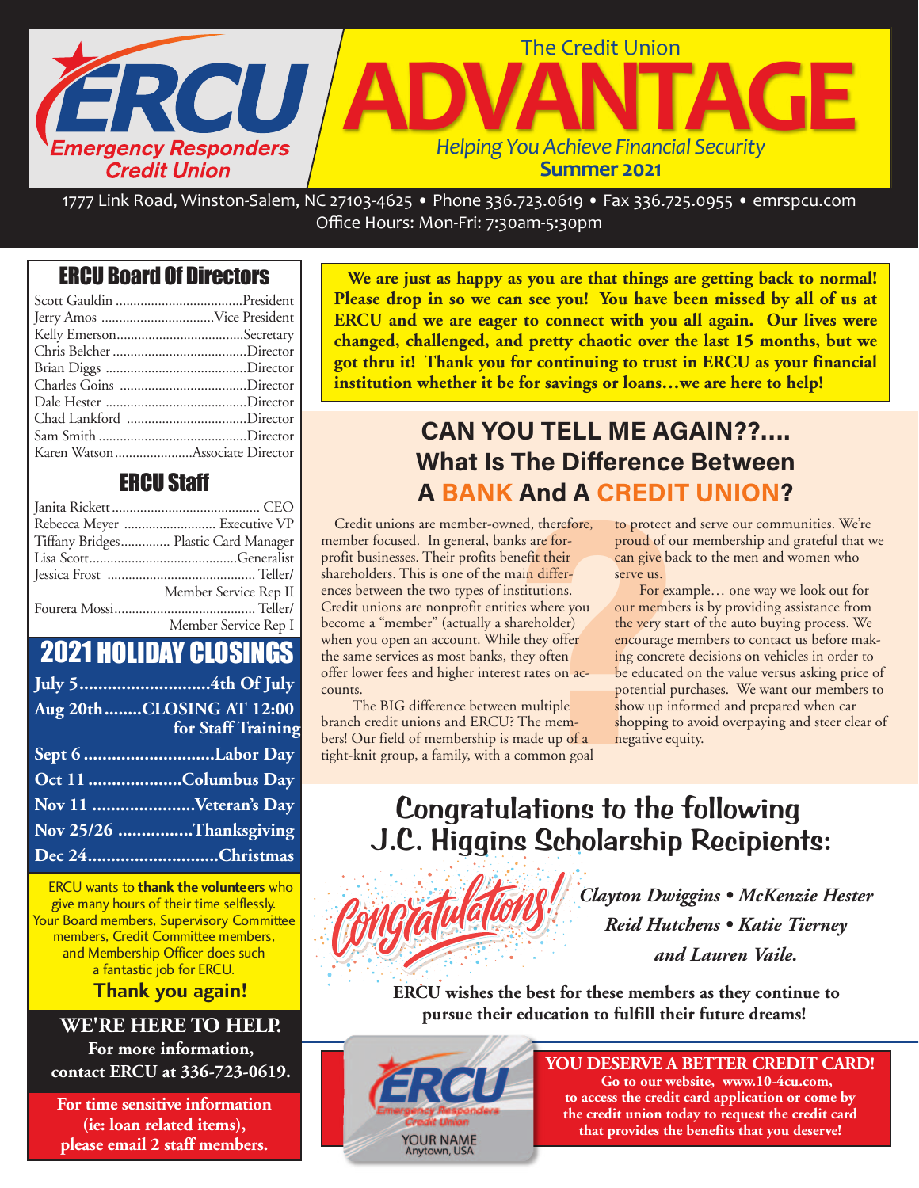# ERCU Emergency Responders Credit Union

## The Credit Union ADVANTAGE

*Helping You Achieve Financial Security*

**Summer 2021**

1777 Link Road, Winston-Salem, NC 27103-4625 • Phone 336.723.0619 • Fax 336.725.0955 • emrspcu.com
Office Hours: Mon-Fri: 7:30am-5:30pm

### ERCU Board Of Directors

- Scott Gauldin ........ President
- Jerry Amos ........ Vice President
- Kelly Emerson ........ Secretary
- Chris Belcher ........ Director
- Brian Diggs ........ Director
- Charles Goins ........ Director
- Dale Hester ........ Director
- Chad Lankford ........ Director
- Sam Smith ........ Director
- Karen Watson ........ Associate Director

### ERCU Staff

- Janita Rickett ........ CEO
- Rebecca Meyer ........ Executive VP
- Tiffany Bridges ........ Plastic Card Manager
- Lisa Scott ........ Generalist
- Jessica Frost ........ Teller/Member Service Rep II
- Fourera Mossi ........ Teller/Member Service Rep I

### 2021 HOLIDAY CLOSINGS

- **July 5 ........ 4th Of July**
- **Aug 20th ........ CLOSING AT 12:00 for Staff Training**
- **Sept 6 ........ Labor Day**
- **Oct 11 ........ Columbus Day**
- **Nov 11 ........ Veteran's Day**
- **Nov 25/26 ........ Thanksgiving**
- **Dec 24 ........ Christmas**

ERCU wants to **thank the volunteers** who give many hours of their time selflessly. Your Board members, Supervisory Committee members, Credit Committee members, and Membership Officer does such a fantastic job for ERCU.

**Thank you again!**

**WE'RE HERE TO HELP.**
**For more information, contact ERCU at 336-723-0619.**

**For time sensitive information (ie: loan related items), please email 2 staff members.**

**We are just as happy as you are that things are getting back to normal! Please drop in so we can see you! You have been missed by all of us at ERCU and we are eager to connect with you all again. Our lives were changed, challenged, and pretty chaotic over the last 15 months, but we got thru it! Thank you for continuing to trust in ERCU as your financial institution whether it be for savings or loans…we are here to help!**

## CAN YOU TELL ME AGAIN??.... What Is The Difference Between A BANK And A CREDIT UNION?

Credit unions are member-owned, therefore, member focused. In general, banks are for-profit businesses. Their profits benefit their shareholders. This is one of the main differences between the two types of institutions. Credit unions are nonprofit entities where you become a "member" (actually a shareholder) when you open an account. While they offer the same services as most banks, they often offer lower fees and higher interest rates on accounts.

The BIG difference between multiple branch credit unions and ERCU? The members! Our field of membership is made up of a tight-knit group, a family, with a common goal to protect and serve our communities. We're proud of our membership and grateful that we can give back to the men and women who serve us.

For example… one way we look out for our members is by providing assistance from the very start of the auto buying process. We encourage members to contact us before making concrete decisions on vehicles in order to be educated on the value versus asking price of potential purchases. We want our members to show up informed and prepared when car shopping to avoid overpaying and steer clear of negative equity.

## Congratulations to the following J.C. Higgins Scholarship Recipients:

*Congratulations!*

***Clayton Dwiggins • McKenzie Hester Reid Hutchens • Katie Tierney and Lauren Vaile.***

**ERCU wishes the best for these members as they continue to pursue their education to fulfill their future dreams!**

ERCU Emergency Responders Credit Union — YOUR NAME, Anytown, USA

**YOU DESERVE A BETTER CREDIT CARD!**
**Go to our website, www.10-4cu.com, to access the credit card application or come by the credit union today to request the credit card that provides the benefits that you deserve!**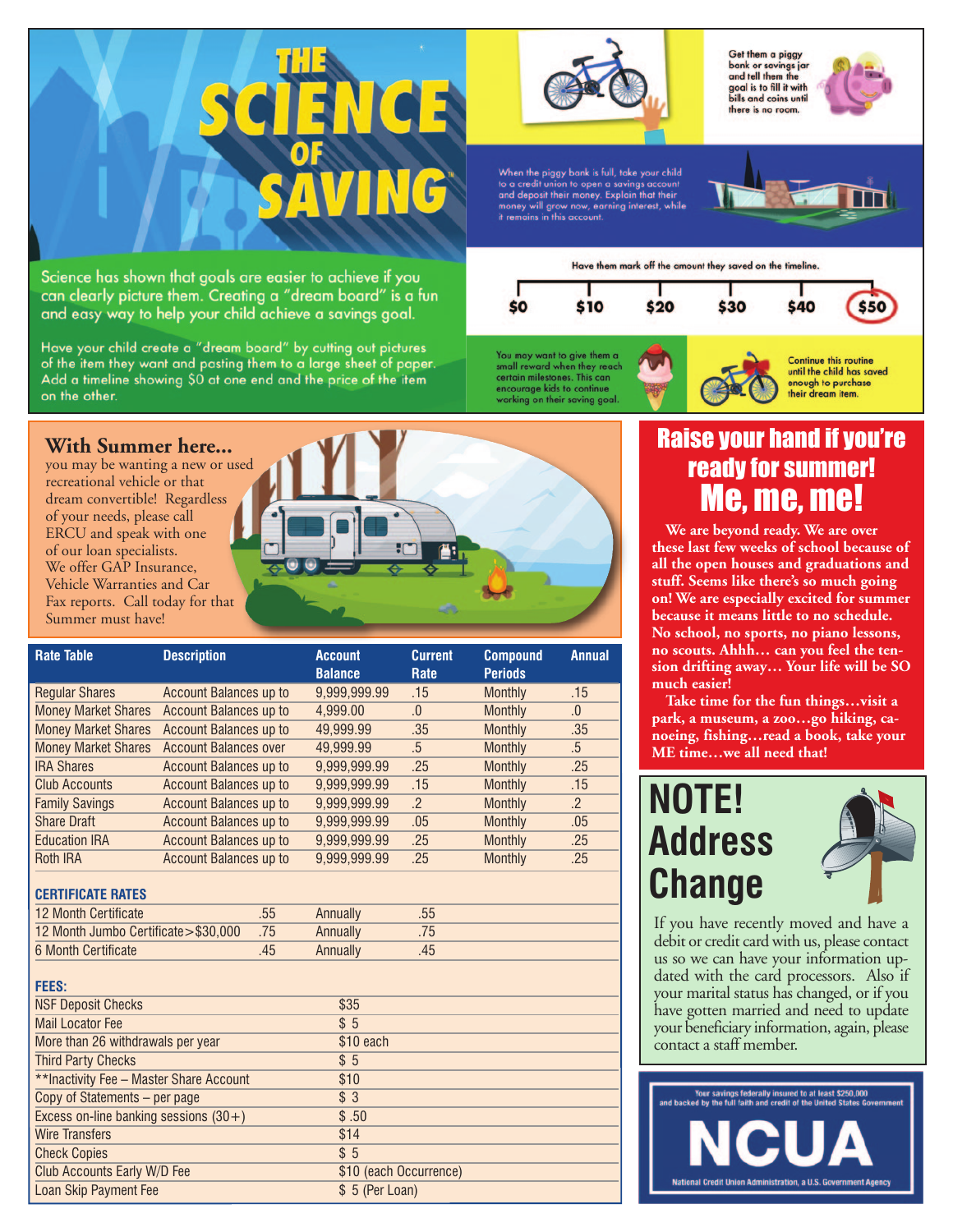# THE SCIENCE OF SAVING

Science has shown that goals are easier to achieve if you can clearly picture them. Creating a "dream board" is a fun and easy way to help your child achieve a savings goal.

Have your child create a "dream board" by cutting out pictures of the item they want and pasting them to a large sheet of paper. Add a timeline showing $0 at one end and the price of the item on the other.

Get them a piggy bank or savings jar and tell them the goal is to fill it with bills and coins until there is no room.

When the piggy bank is full, take your child to a credit union to open a savings account and deposit their money. Explain that their money will grow now, earning interest, while it remains in this account.

Have them mark off the amount they saved on the timeline.

$0 $10 $20 $30 $40 $50

You may want to give them a small reward when they reach certain milestones. This can encourage kids to continue working on their saving goal.

Continue this routine until the child has saved enough to purchase their dream item.

## With Summer here...

you may be wanting a new or used recreational vehicle or that dream convertible! Regardless of your needs, please call ERCU and speak with one of our loan specialists. We offer GAP Insurance, Vehicle Warranties and Car Fax reports. Call today for that Summer must have!

| Rate Table | Description | Account Balance | Current Rate | Compound Periods | Annual |
|---|---|---|---|---|---|
| Regular Shares | Account Balances up to | 9,999,999.99 | .15 | Monthly | .15 |
| Money Market Shares | Account Balances up to | 4,999.00 | .0 | Monthly | .0 |
| Money Market Shares | Account Balances up to | 49,999.99 | .35 | Monthly | .35 |
| Money Market Shares | Account Balances over | 49,999.99 | .5 | Monthly | .5 |
| IRA Shares | Account Balances up to | 9,999,999.99 | .25 | Monthly | .25 |
| Club Accounts | Account Balances up to | 9,999,999.99 | .15 | Monthly | .15 |
| Family Savings | Account Balances up to | 9,999,999.99 | .2 | Monthly | .2 |
| Share Draft | Account Balances up to | 9,999,999.99 | .05 | Monthly | .05 |
| Education IRA | Account Balances up to | 9,999,999.99 | .25 | Monthly | .25 |
| Roth IRA | Account Balances up to | 9,999,999.99 | .25 | Monthly | .25 |

**CERTIFICATE RATES**

| | | | |
|---|---|---|---|
| 12 Month Certificate | .55 | Annually | .55 |
| 12 Month Jumbo Certificate>$30,000 | .75 | Annually | .75 |
| 6 Month Certificate | .45 | Annually | .45 |

**FEES:**

| | |
|---|---|
| NSF Deposit Checks | $35 |
| Mail Locator Fee | $ 5 |
| More than 26 withdrawals per year | $10 each |
| Third Party Checks | $ 5 |
| **Inactivity Fee – Master Share Account | $10 |
| Copy of Statements – per page | $ 3 |
| Excess on-line banking sessions (30+) | $ .50 |
| Wire Transfers | $14 |
| Check Copies | $ 5 |
| Club Accounts Early W/D Fee | $10 (each Occurrence) |
| Loan Skip Payment Fee | $ 5 (Per Loan) |

## Raise your hand if you're ready for summer! Me, me, me!

**We are beyond ready. We are over these last few weeks of school because of all the open houses and graduations and stuff. Seems like there's so much going on! We are especially excited for summer because it means little to no schedule. No school, no sports, no piano lessons, no scouts. Ahhh… can you feel the tension drifting away… Your life will be SO much easier!**

**Take time for the fun things…visit a park, a museum, a zoo…go hiking, canoeing, fishing…read a book, take your ME time…we all need that!**

## NOTE! Address Change

If you have recently moved and have a debit or credit card with us, please contact us so we can have your information updated with the card processors. Also if your marital status has changed, or if you have gotten married and need to update your beneficiary information, again, please contact a staff member.

Your savings federally insured to at least $250,000 and backed by the full faith and credit of the United States Government

NCUA

National Credit Union Administration, a U.S. Government Agency